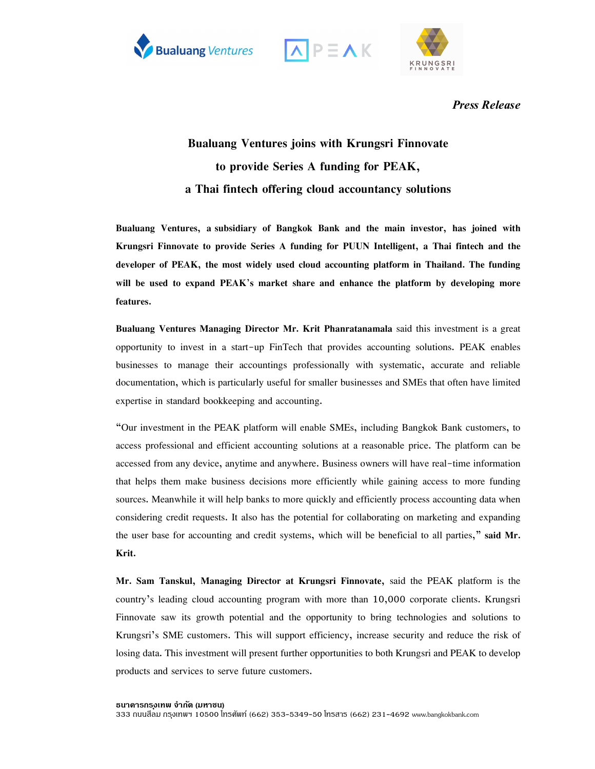*Press Release*

# Bualuang Ventures joins with Krungsri Finnovate to provide Series A funding for PEAK, a Thai fintech offering cloud accountancy solutions

**Bualuang Ventures, a subsidiary of Bangkok Bank and the main investor, has joined with Krungsri Finnovate to provide Series A funding for PUUN Intelligent, a Thai fintech and the developer of PEAK, the most widely used cloud accounting platform in Thailand. The funding will be used to expand PEAK's market share and enhance the platform by developing more features.**

**Bualuang Ventures Managing Director Mr. Krit Phanratanamala** said this investment is a great opportunity to invest in a start-up FinTech that provides accounting solutions. PEAK enables businesses to manage their accountings professionally with systematic, accurate and reliable documentation, which is particularly useful for smaller businesses and SMEs that often have limited expertise in standard bookkeeping and accounting.

"Our investment in the PEAK platform will enable SMEs, including Bangkok Bank customers, to access professional and efficient accounting solutions at a reasonable price. The platform can be accessed from any device, anytime and anywhere. Business owners will have real-time information that helps them make business decisions more efficiently while gaining access to more funding sources. Meanwhile it will help banks to more quickly and efficiently process accounting data when considering credit requests. It also has the potential for collaborating on marketing and expanding the user base for accounting and credit systems, which will be beneficial to all parties," **said Mr. Krit.**

**Mr. Sam Tanskul, Managing Director at Krungsri Finnovate,** said the PEAK platform is the country's leading cloud accounting program with more than 10,000 corporate clients. Krungsri Finnovate saw its growth potential and the opportunity to bring technologies and solutions to Krungsri's SME customers. This will support efficiency, increase security and reduce the risk of losing data. This investment will present further opportunities to both Krungsri and PEAK to develop products and services to serve future customers.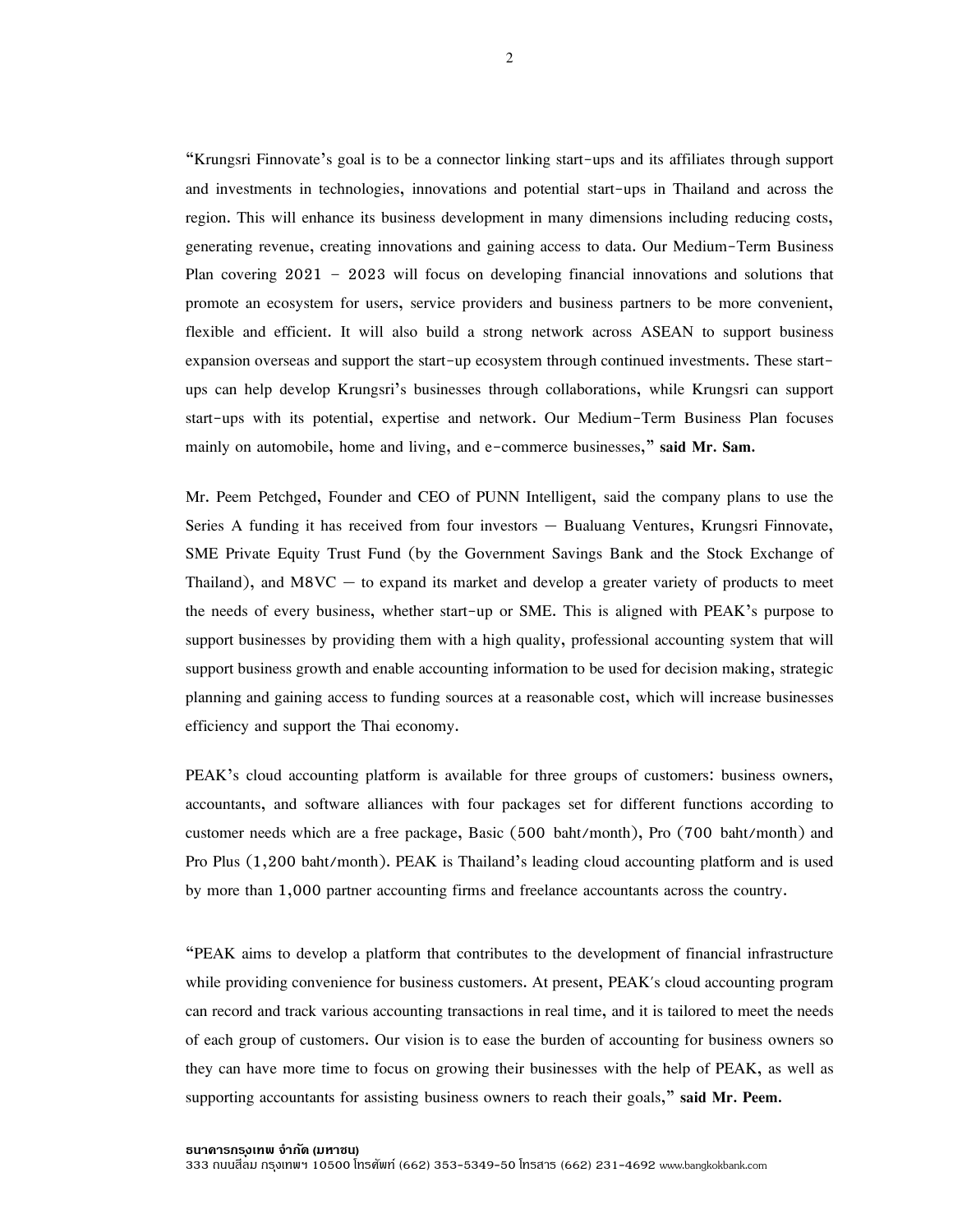"Krungsri Finnovate's goal is to be a connector linking start-ups and its affiliates through support and investments in technologies, innovations and potential start-ups in Thailand and across the region. This will enhance its business development in many dimensions including reducing costs, generating revenue, creating innovations and gaining access to data. Our Medium-Term Business Plan covering 2021 – 2023 will focus on developing financial innovations and solutions that promote an ecosystem for users, service providers and business partners to be more convenient, flexible and efficient. It will also build a strong network across ASEAN to support business expansion overseas and support the start-up ecosystem through continued investments. These start-ups can help develop Krungsri's businesses through collaborations, while Krungsri can support start-ups with its potential, expertise and network. Our Medium-Term Business Plan focuses mainly on automobile, home and living, and e-commerce businesses," **said Mr. Sam.**

Mr. Peem Petchged, Founder and CEO of PUNN Intelligent, said the company plans to use the Series A funding it has received from four investors – Bualuang Ventures, Krungsri Finnovate, SME Private Equity Trust Fund (by the Government Savings Bank and the Stock Exchange of Thailand), and M8VC – to expand its market and develop a greater variety of products to meet the needs of every business, whether start-up or SME. This is aligned with PEAK's purpose to support businesses by providing them with a high quality, professional accounting system that will support business growth and enable accounting information to be used for decision making, strategic planning and gaining access to funding sources at a reasonable cost, which will increase businesses efficiency and support the Thai economy.

PEAK's cloud accounting platform is available for three groups of customers: business owners, accountants, and software alliances with four packages set for different functions according to customer needs which are a free package, Basic (500 baht/month), Pro (700 baht/month) and Pro Plus (1,200 baht/month). PEAK is Thailand's leading cloud accounting platform and is used by more than 1,000 partner accounting firms and freelance accountants across the country.

"PEAK aims to develop a platform that contributes to the development of financial infrastructure while providing convenience for business customers. At present, PEAK's cloud accounting program can record and track various accounting transactions in real time, and it is tailored to meet the needs of each group of customers. Our vision is to ease the burden of accounting for business owners so they can have more time to focus on growing their businesses with the help of PEAK, as well as supporting accountants for assisting business owners to reach their goals," **said Mr. Peem.**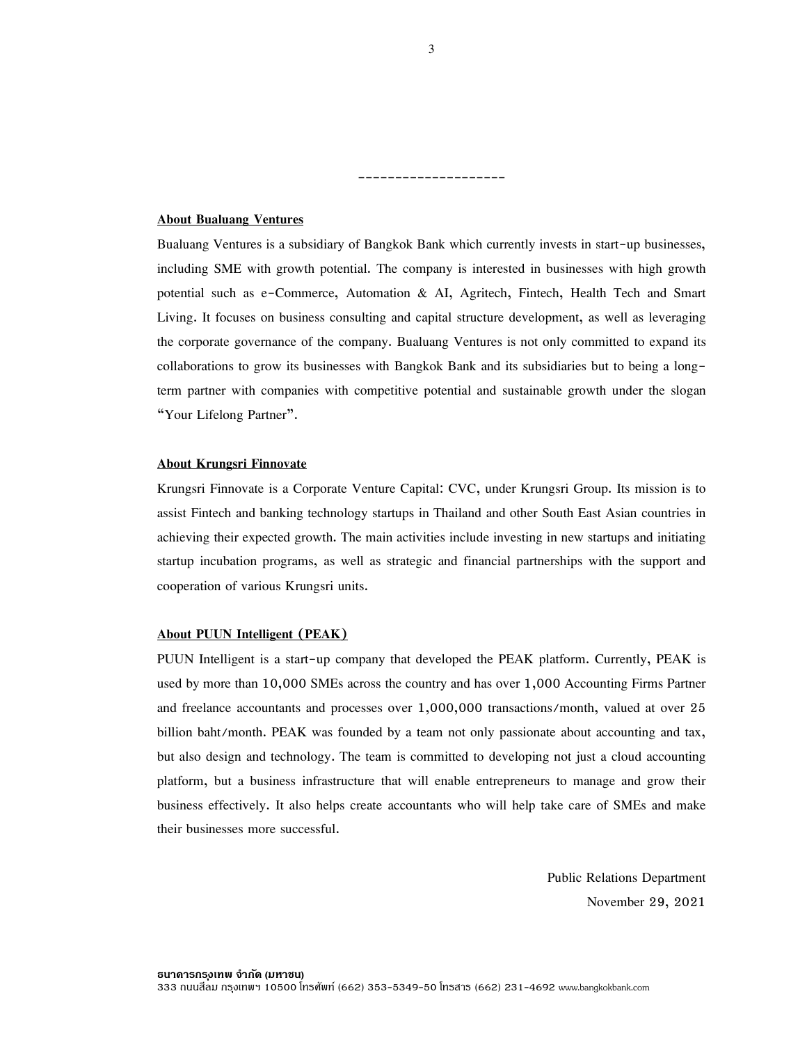--------------------

**About Bualuang Ventures**

Bualuang Ventures is a subsidiary of Bangkok Bank which currently invests in start-up businesses, including SME with growth potential. The company is interested in businesses with high growth potential such as e-Commerce, Automation & AI, Agritech, Fintech, Health Tech and Smart Living. It focuses on business consulting and capital structure development, as well as leveraging the corporate governance of the company. Bualuang Ventures is not only committed to expand its collaborations to grow its businesses with Bangkok Bank and its subsidiaries but to being a long-term partner with companies with competitive potential and sustainable growth under the slogan "Your Lifelong Partner".

**About Krungsri Finnovate**

Krungsri Finnovate is a Corporate Venture Capital: CVC, under Krungsri Group. Its mission is to assist Fintech and banking technology startups in Thailand and other South East Asian countries in achieving their expected growth. The main activities include investing in new startups and initiating startup incubation programs, as well as strategic and financial partnerships with the support and cooperation of various Krungsri units.

**About PUUN Intelligent (PEAK)**

PUUN Intelligent is a start-up company that developed the PEAK platform. Currently, PEAK is used by more than 10,000 SMEs across the country and has over 1,000 Accounting Firms Partner and freelance accountants and processes over 1,000,000 transactions/month, valued at over 25 billion baht/month. PEAK was founded by a team not only passionate about accounting and tax, but also design and technology. The team is committed to developing not just a cloud accounting platform, but a business infrastructure that will enable entrepreneurs to manage and grow their business effectively. It also helps create accountants who will help take care of SMEs and make their businesses more successful.

Public Relations Department

November 29, 2021